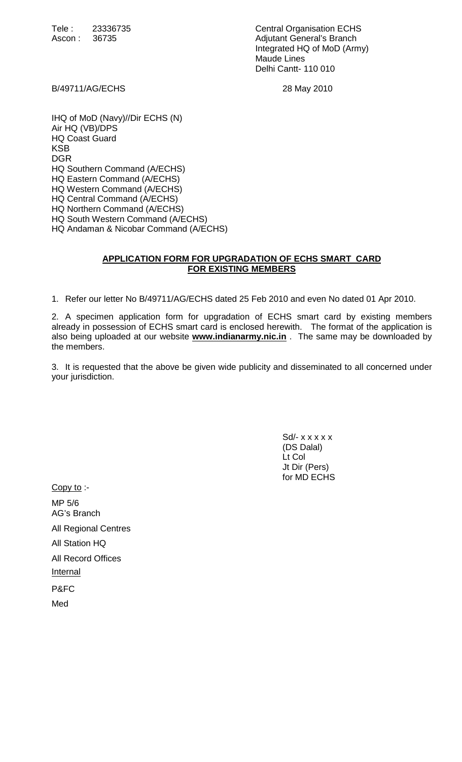Tele : 23336735
Ascon : 36735

Central Organisation ECHS
Adjutant General's Branch
Integrated HQ of MoD (Army)
Maude Lines
Delhi Cantt- 110 010

B/49711/AG/ECHS

28 May 2010

IHQ of MoD (Navy)//Dir ECHS (N)
Air HQ (VB)/DPS
HQ Coast Guard
KSB
DGR
HQ Southern Command (A/ECHS)
HQ Eastern Command (A/ECHS)
HQ Western Command (A/ECHS)
HQ Central Command (A/ECHS)
HQ Northern Command (A/ECHS)
HQ South Western Command (A/ECHS)
HQ Andaman & Nicobar Command (A/ECHS)

**APPLICATION FORM FOR UPGRADATION OF ECHS SMART CARD FOR EXISTING MEMBERS**

1. Refer our letter No B/49711/AG/ECHS dated 25 Feb 2010 and even No dated 01 Apr 2010.

2. A specimen application form for upgradation of ECHS smart card by existing members already in possession of ECHS smart card is enclosed herewith. The format of the application is also being uploaded at our website **www.indianarmy.nic.in** . The same may be downloaded by the members.

3. It is requested that the above be given wide publicity and disseminated to all concerned under your jurisdiction.

Sd/- x x x x x
(DS Dalal)
Lt Col
Jt Dir (Pers)
for MD ECHS

Copy to :-

MP 5/6
AG's Branch

All Regional Centres

All Station HQ

All Record Offices

Internal

P&FC

Med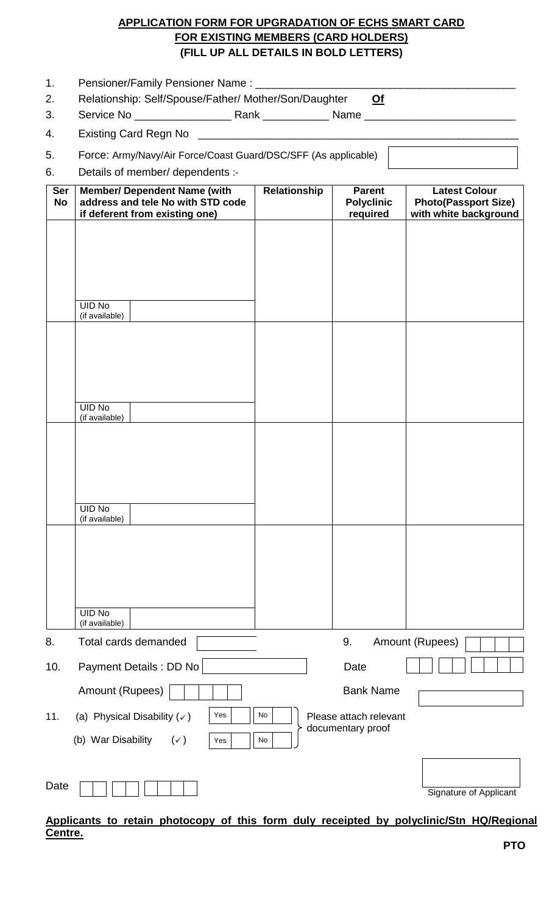# APPLICATION FORM FOR UPGRADATION OF ECHS SMART CARD FOR EXISTING MEMBERS (CARD HOLDERS)

**(FILL UP ALL DETAILS IN BOLD LETTERS)**

1. Pensioner/Family Pensioner Name : ___________________________________________
2. Relationship: Self/Spouse/Father/ Mother/Son/Daughter **Of**
3. Service No ________________ Rank ___________ Name _________________________
4. Existing Card Regn No ______________________________________________________
5. Force: Army/Navy/Air Force/Coast Guard/DSC/SFF (As applicable) [ ]
6. Details of member/ dependents :-

| Ser No | Member/ Dependent Name (with address and tele No with STD code if deferent from existing one) | Relationship | Parent Polyclinic required | Latest Colour Photo(Passport Size) with white background |
|---|---|---|---|---|
| | UID No (if available) [ ] | | | |
| | UID No (if available) [ ] | | | |
| | UID No (if available) [ ] | | | |
| | UID No (if available) [ ] | | | |

8. Total cards demanded [ ] 9. Amount (Rupees) [ ]

10. Payment Details : DD No [ ] Date [ ]

Amount (Rupees) [ ] Bank Name [ ]

11. (a) Physical Disability (✓) Yes [ ] No [ ]
(b) War Disability (✓) Yes [ ] No [ ]

Please attach relevant documentary proof

Date [ ] Signature of Applicant

**Applicants to retain photocopy of this form duly receipted by polyclinic/Stn HQ/Regional Centre.**

**PTO**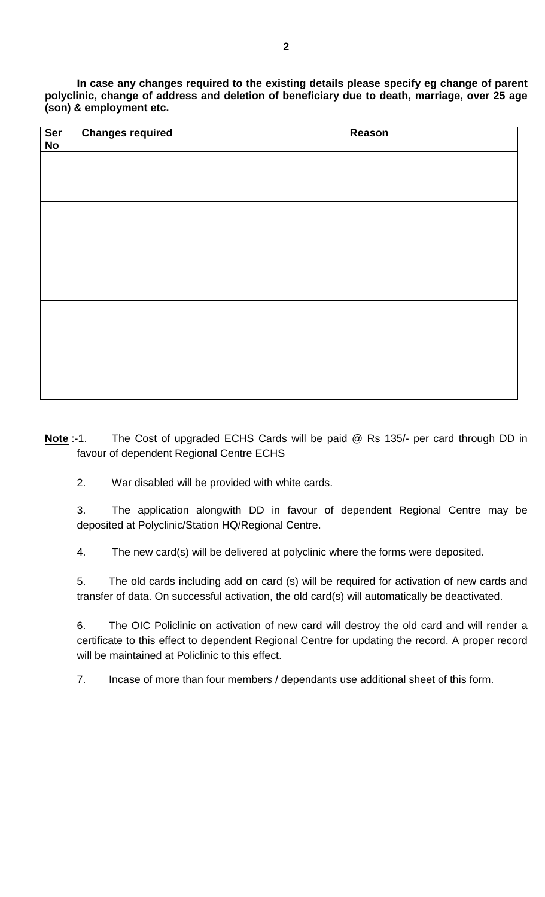**In case any changes required to the existing details please specify eg change of parent polyclinic, change of address and deletion of beneficiary due to death, marriage, over 25 age (son) & employment etc.**

| Ser No | Changes required | Reason |
|---|---|---|
| | | |
| | | |
| | | |
| | | |
| | | |

**Note** :-1. The Cost of upgraded ECHS Cards will be paid @ Rs 135/- per card through DD in favour of dependent Regional Centre ECHS

2. War disabled will be provided with white cards.

3. The application alongwith DD in favour of dependent Regional Centre may be deposited at Polyclinic/Station HQ/Regional Centre.

4. The new card(s) will be delivered at polyclinic where the forms were deposited.

5. The old cards including add on card (s) will be required for activation of new cards and transfer of data. On successful activation, the old card(s) will automatically be deactivated.

6. The OIC Policlinic on activation of new card will destroy the old card and will render a certificate to this effect to dependent Regional Centre for updating the record. A proper record will be maintained at Policlinic to this effect.

7. Incase of more than four members / dependants use additional sheet of this form.